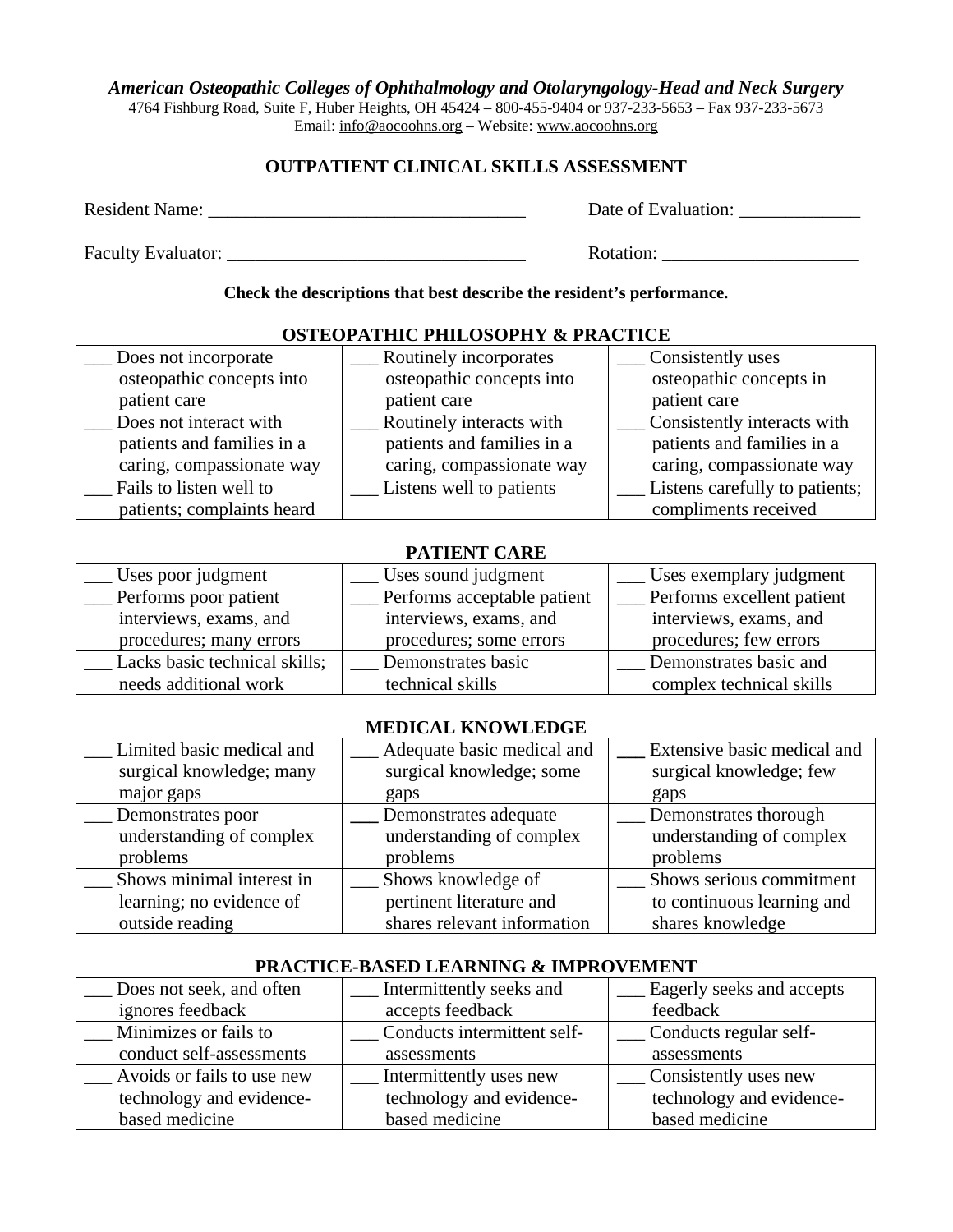***American Osteopathic Colleges of Ophthalmology and Otolaryngology-Head and Neck Surgery***

4764 Fishburg Road, Suite F, Huber Heights, OH 45424 – 800-455-9404 or 937-233-5653 – Fax 937-233-5673
Email: info@aocoohns.org – Website: www.aocoohns.org

## OUTPATIENT CLINICAL SKILLS ASSESSMENT

Resident Name: __________________________________ Date of Evaluation: _____________

Faculty Evaluator: ________________________________ Rotation: _____________________

**Check the descriptions that best describe the resident's performance.**

### OSTEOPATHIC PHILOSOPHY & PRACTICE

| | | |
|---|---|---|
| ___ Does not incorporate osteopathic concepts into patient care | ___ Routinely incorporates osteopathic concepts into patient care | ___ Consistently uses osteopathic concepts in patient care |
| ___ Does not interact with patients and families in a caring, compassionate way | ___ Routinely interacts with patients and families in a caring, compassionate way | ___ Consistently interacts with patients and families in a caring, compassionate way |
| ___ Fails to listen well to patients; complaints heard | ___ Listens well to patients | ___ Listens carefully to patients; compliments received |

### PATIENT CARE

| | | |
|---|---|---|
| ___ Uses poor judgment | ___ Uses sound judgment | ___ Uses exemplary judgment |
| ___ Performs poor patient interviews, exams, and procedures; many errors | ___ Performs acceptable patient interviews, exams, and procedures; some errors | ___ Performs excellent patient interviews, exams, and procedures; few errors |
| ___ Lacks basic technical skills; needs additional work | ___ Demonstrates basic technical skills | ___ Demonstrates basic and complex technical skills |

### MEDICAL KNOWLEDGE

| | | |
|---|---|---|
| ___ Limited basic medical and surgical knowledge; many major gaps | ___ Adequate basic medical and surgical knowledge; some gaps | ___ Extensive basic medical and surgical knowledge; few gaps |
| ___ Demonstrates poor understanding of complex problems | ___ Demonstrates adequate understanding of complex problems | ___ Demonstrates thorough understanding of complex problems |
| ___ Shows minimal interest in learning; no evidence of outside reading | ___ Shows knowledge of pertinent literature and shares relevant information | ___ Shows serious commitment to continuous learning and shares knowledge |

### PRACTICE-BASED LEARNING & IMPROVEMENT

| | | |
|---|---|---|
| ___ Does not seek, and often ignores feedback | ___ Intermittently seeks and accepts feedback | ___ Eagerly seeks and accepts feedback |
| ___ Minimizes or fails to conduct self-assessments | ___ Conducts intermittent self-assessments | ___ Conducts regular self-assessments |
| ___ Avoids or fails to use new technology and evidence-based medicine | ___ Intermittently uses new technology and evidence-based medicine | ___ Consistently uses new technology and evidence-based medicine |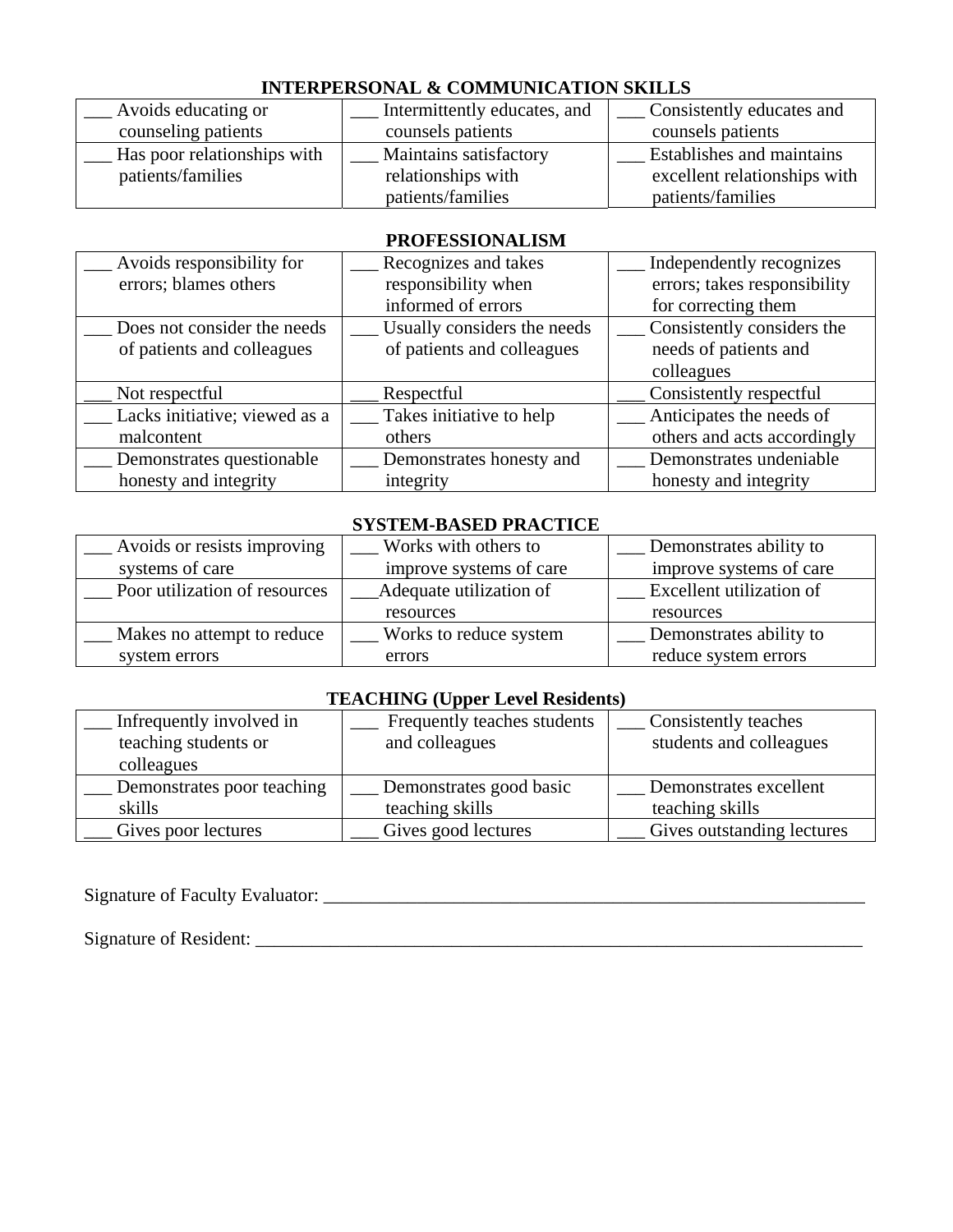## INTERPERSONAL & COMMUNICATION SKILLS

| | | |
|---|---|---|
| ___ Avoids educating or counseling patients | ___ Intermittently educates, and counsels patients | ___ Consistently educates and counsels patients |
| ___ Has poor relationships with patients/families | ___ Maintains satisfactory relationships with patients/families | ___ Establishes and maintains excellent relationships with patients/families |

## PROFESSIONALISM

| | | |
|---|---|---|
| ___ Avoids responsibility for errors; blames others | ___ Recognizes and takes responsibility when informed of errors | ___ Independently recognizes errors; takes responsibility for correcting them |
| ___ Does not consider the needs of patients and colleagues | ___ Usually considers the needs of patients and colleagues | ___ Consistently considers the needs of patients and colleagues |
| ___ Not respectful | ___ Respectful | ___ Consistently respectful |
| ___ Lacks initiative; viewed as a malcontent | ___ Takes initiative to help others | ___ Anticipates the needs of others and acts accordingly |
| ___ Demonstrates questionable honesty and integrity | ___ Demonstrates honesty and integrity | ___ Demonstrates undeniable honesty and integrity |

## SYSTEM-BASED PRACTICE

| | | |
|---|---|---|
| ___ Avoids or resists improving systems of care | ___ Works with others to improve systems of care | ___ Demonstrates ability to improve systems of care |
| ___ Poor utilization of resources | ___Adequate utilization of resources | ___ Excellent utilization of resources |
| ___ Makes no attempt to reduce system errors | ___ Works to reduce system errors | ___ Demonstrates ability to reduce system errors |

## TEACHING (Upper Level Residents)

| | | |
|---|---|---|
| ___ Infrequently involved in teaching students or colleagues | ___ Frequently teaches students and colleagues | ___ Consistently teaches students and colleagues |
| ___ Demonstrates poor teaching skills | ___ Demonstrates good basic teaching skills | ___ Demonstrates excellent teaching skills |
| ___ Gives poor lectures | ___ Gives good lectures | ___ Gives outstanding lectures |

Signature of Faculty Evaluator: ____________________________________________________________

Signature of Resident: ____________________________________________________________________